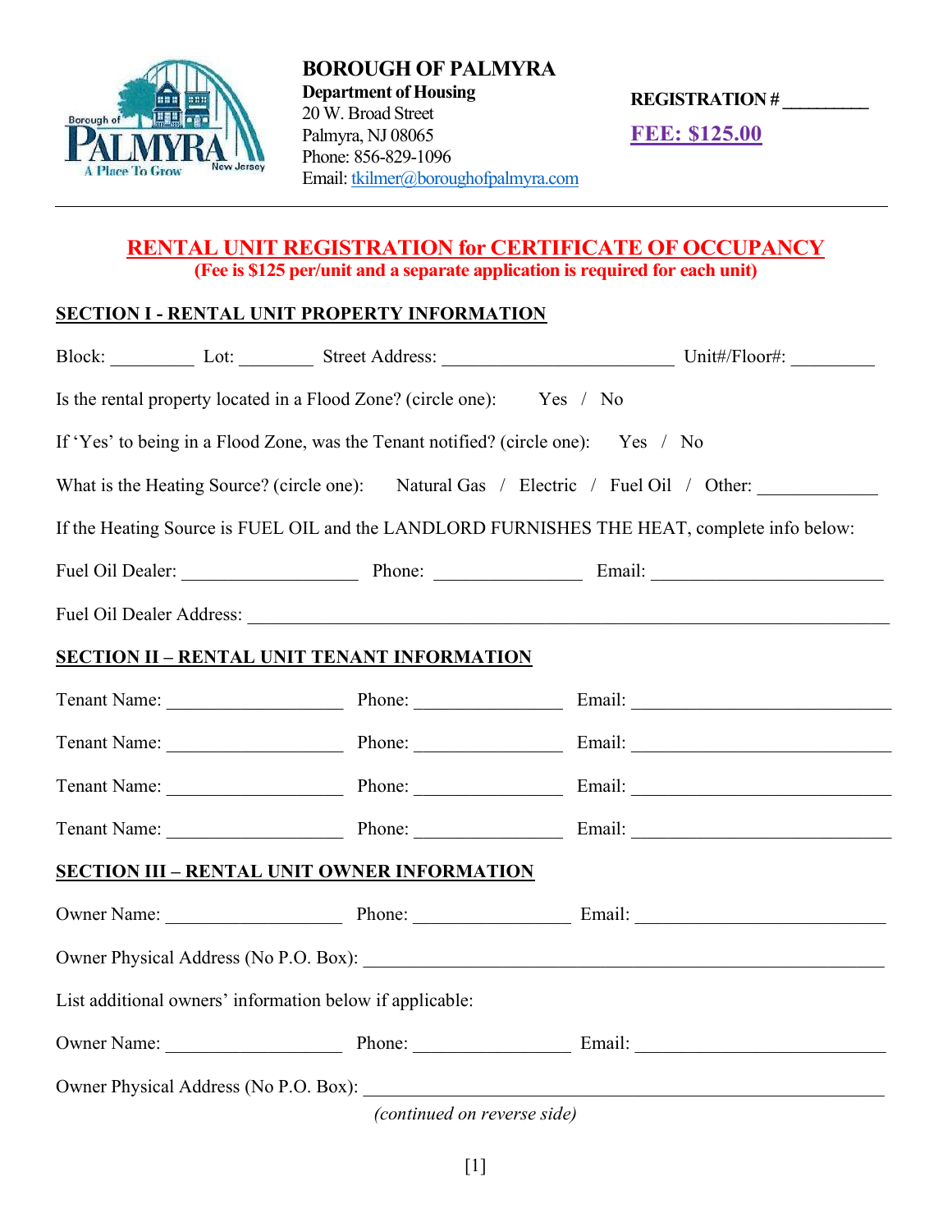**BOROUGH OF PALMYRA**
**Department of Housing**
20 W. Broad Street
Palmyra, NJ 08065
Phone: 856-829-1096
Email: tkilmer@boroughofpalmyra.com

**REGISTRATION # __________**

**FEE: $125.00**

# RENTAL UNIT REGISTRATION for CERTIFICATE OF OCCUPANCY

**(Fee is $125 per/unit and a separate application is required for each unit)**

## SECTION I - RENTAL UNIT PROPERTY INFORMATION

Block: _________ Lot: ________ Street Address: ________________________ Unit#/Floor#: _________

Is the rental property located in a Flood Zone? (circle one): Yes / No

If 'Yes' to being in a Flood Zone, was the Tenant notified? (circle one): Yes / No

What is the Heating Source? (circle one): Natural Gas / Electric / Fuel Oil / Other: _____________

If the Heating Source is FUEL OIL and the LANDLORD FURNISHES THE HEAT, complete info below:

Fuel Oil Dealer: ___________________ Phone: ________________ Email: _________________________

Fuel Oil Dealer Address: ______________________________________________________________________

## SECTION II – RENTAL UNIT TENANT INFORMATION

Tenant Name: ___________________ Phone: _______________ Email: ____________________________

Tenant Name: ___________________ Phone: _______________ Email: ____________________________

Tenant Name: ___________________ Phone: _______________ Email: ____________________________

Tenant Name: ___________________ Phone: _______________ Email: ____________________________

## SECTION III – RENTAL UNIT OWNER INFORMATION

Owner Name: ___________________ Phone: _________________ Email: ___________________________

Owner Physical Address (No P.O. Box): _________________________________________________________

List additional owners' information below if applicable:

Owner Name: ___________________ Phone: _________________ Email: ___________________________

Owner Physical Address (No P.O. Box): _________________________________________________________

*(continued on reverse side)*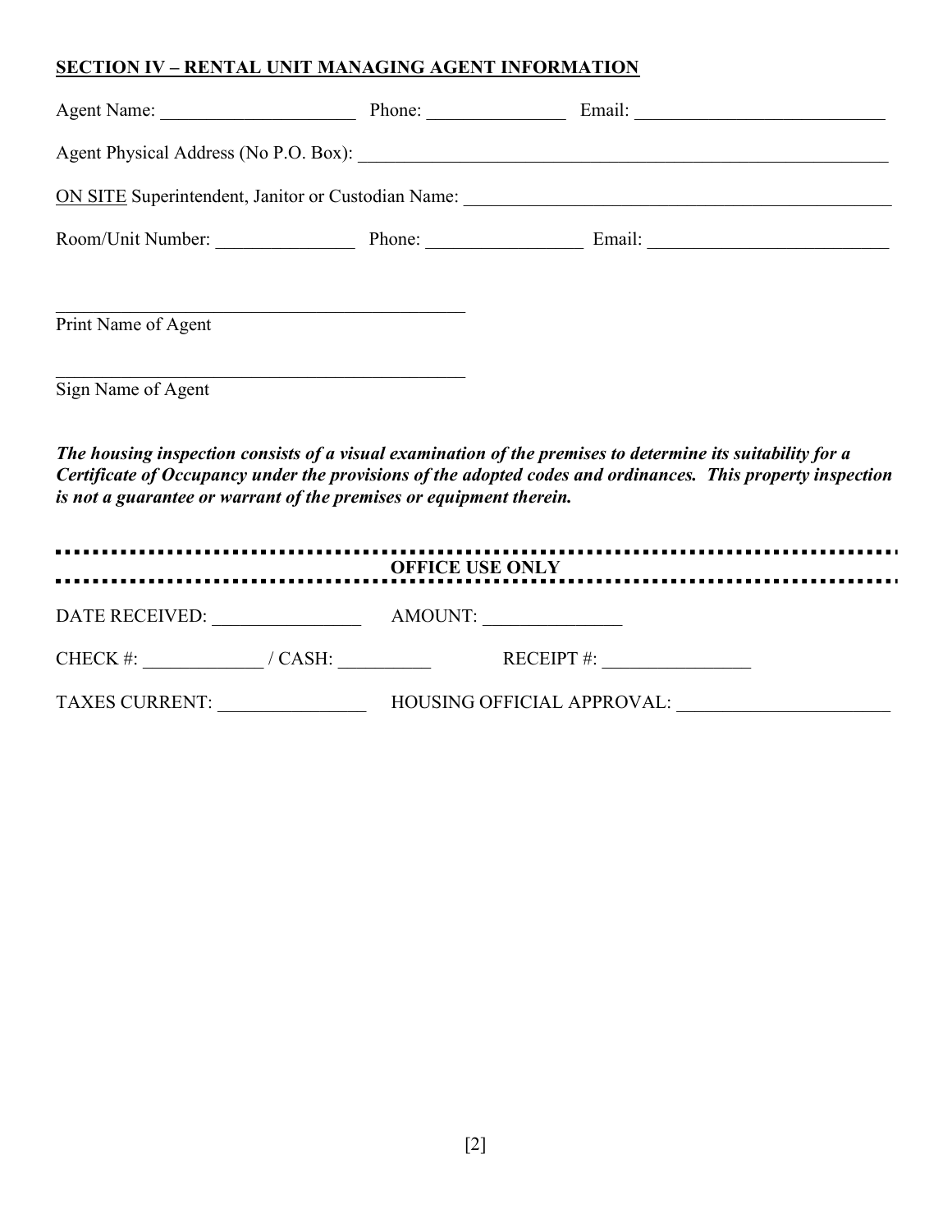## SECTION IV – RENTAL UNIT MANAGING AGENT INFORMATION

Agent Name: ______________________ Phone: _______________ Email: ___________________________

Agent Physical Address (No P.O. Box): ____________________________________________________________

ON SITE Superintendent, Janitor or Custodian Name: ________________________________________________

Room/Unit Number: _______________ Phone: _________________ Email: __________________________

_____________________________________________
Print Name of Agent

_____________________________________________
Sign Name of Agent

***The housing inspection consists of a visual examination of the premises to determine its suitability for a Certificate of Occupancy under the provisions of the adopted codes and ordinances. This property inspection is not a guarantee or warrant of the premises or equipment therein.***

---

**OFFICE USE ONLY**

---

DATE RECEIVED: ________________ AMOUNT: _______________

CHECK #: _____________ / CASH: __________ RECEIPT #: ________________

TAXES CURRENT: ________________ HOUSING OFFICIAL APPROVAL: _______________________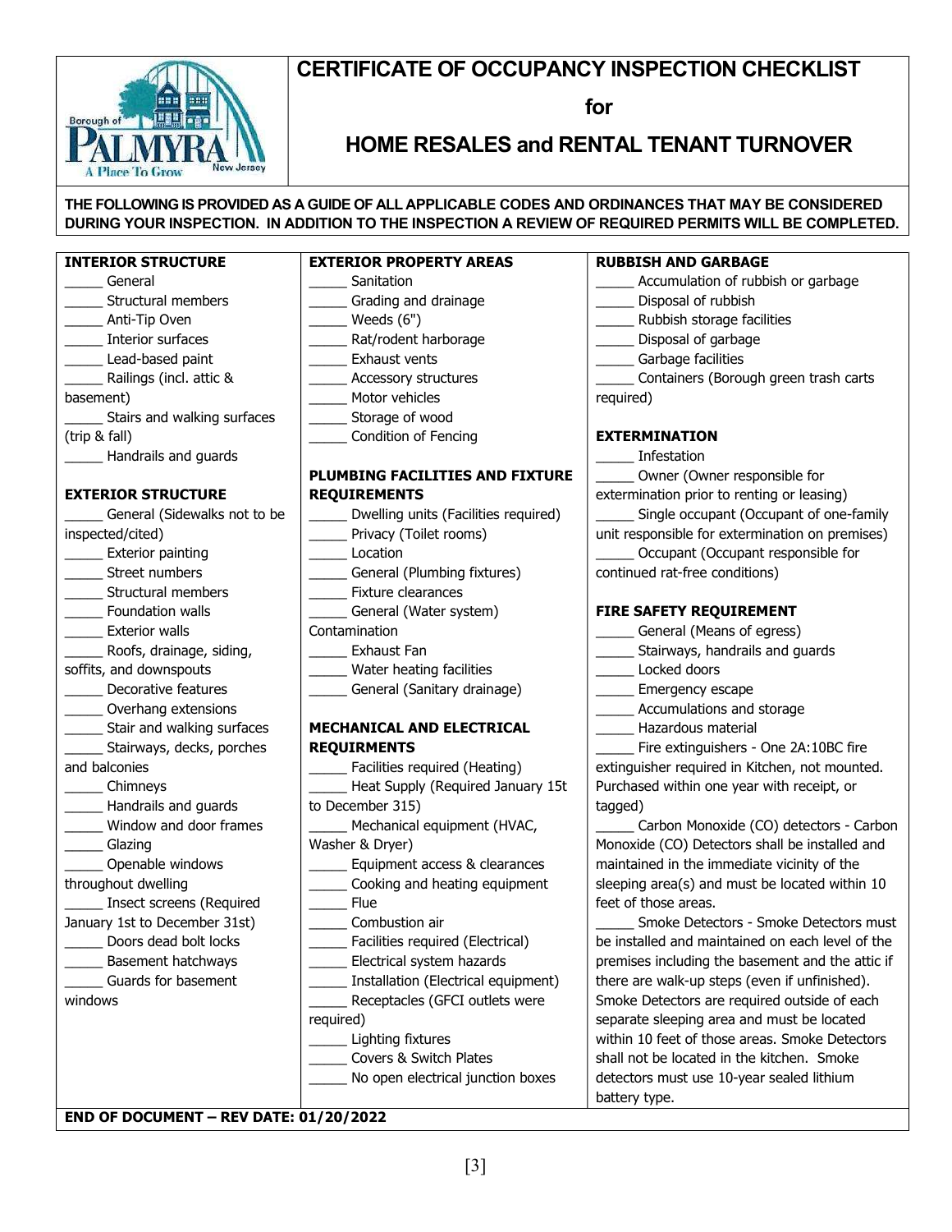# CERTIFICATE OF OCCUPANCY INSPECTION CHECKLIST

**for**

## HOME RESALES and RENTAL TENANT TURNOVER

**THE FOLLOWING IS PROVIDED AS A GUIDE OF ALL APPLICABLE CODES AND ORDINANCES THAT MAY BE CONSIDERED DURING YOUR INSPECTION. IN ADDITION TO THE INSPECTION A REVIEW OF REQUIRED PERMITS WILL BE COMPLETED.**

**INTERIOR STRUCTURE**

_____ General
_____ Structural members
_____ Anti-Tip Oven
_____ Interior surfaces
_____ Lead-based paint
_____ Railings (incl. attic & basement)
_____ Stairs and walking surfaces (trip & fall)
_____ Handrails and guards

**EXTERIOR STRUCTURE**

_____ General (Sidewalks not to be inspected/cited)
_____ Exterior painting
_____ Street numbers
_____ Structural members
_____ Foundation walls
_____ Exterior walls
_____ Roofs, drainage, siding, soffits, and downspouts
_____ Decorative features
_____ Overhang extensions
_____ Stair and walking surfaces
_____ Stairways, decks, porches and balconies
_____ Chimneys
_____ Handrails and guards
_____ Window and door frames
_____ Glazing
_____ Openable windows throughout dwelling
_____ Insect screens (Required January 1st to December 31st)
_____ Doors dead bolt locks
_____ Basement hatchways
_____ Guards for basement windows

**EXTERIOR PROPERTY AREAS**

_____ Sanitation
_____ Grading and drainage
_____ Weeds (6")
_____ Rat/rodent harborage
_____ Exhaust vents
_____ Accessory structures
_____ Motor vehicles
_____ Storage of wood
_____ Condition of Fencing

**PLUMBING FACILITIES AND FIXTURE REQUIREMENTS**

_____ Dwelling units (Facilities required)
_____ Privacy (Toilet rooms)
_____ Location
_____ General (Plumbing fixtures)
_____ Fixture clearances
_____ General (Water system) Contamination
_____ Exhaust Fan
_____ Water heating facilities
_____ General (Sanitary drainage)

**MECHANICAL AND ELECTRICAL REQUIRMENTS**

_____ Facilities required (Heating)
_____ Heat Supply (Required January 15t to December 315)
_____ Mechanical equipment (HVAC, Washer & Dryer)
_____ Equipment access & clearances
_____ Cooking and heating equipment
_____ Flue
_____ Combustion air
_____ Facilities required (Electrical)
_____ Electrical system hazards
_____ Installation (Electrical equipment)
_____ Receptacles (GFCI outlets were required)
_____ Lighting fixtures
_____ Covers & Switch Plates
_____ No open electrical junction boxes

**RUBBISH AND GARBAGE**

_____ Accumulation of rubbish or garbage
_____ Disposal of rubbish
_____ Rubbish storage facilities
_____ Disposal of garbage
_____ Garbage facilities
_____ Containers (Borough green trash carts required)

**EXTERMINATION**

_____ Infestation
_____ Owner (Owner responsible for extermination prior to renting or leasing)
_____ Single occupant (Occupant of one-family unit responsible for extermination on premises)
_____ Occupant (Occupant responsible for continued rat-free conditions)

**FIRE SAFETY REQUIREMENT**

_____ General (Means of egress)
_____ Stairways, handrails and guards
_____ Locked doors
_____ Emergency escape
_____ Accumulations and storage
_____ Hazardous material
_____ Fire extinguishers - One 2A:10BC fire extinguisher required in Kitchen, not mounted. Purchased within one year with receipt, or tagged)
_____ Carbon Monoxide (CO) detectors - Carbon Monoxide (CO) Detectors shall be installed and maintained in the immediate vicinity of the sleeping area(s) and must be located within 10 feet of those areas.
_____ Smoke Detectors - Smoke Detectors must be installed and maintained on each level of the premises including the basement and the attic if there are walk-up steps (even if unfinished). Smoke Detectors are required outside of each separate sleeping area and must be located within 10 feet of those areas. Smoke Detectors shall not be located in the kitchen. Smoke detectors must use 10-year sealed lithium battery type.

**END OF DOCUMENT – REV DATE: 01/20/2022**